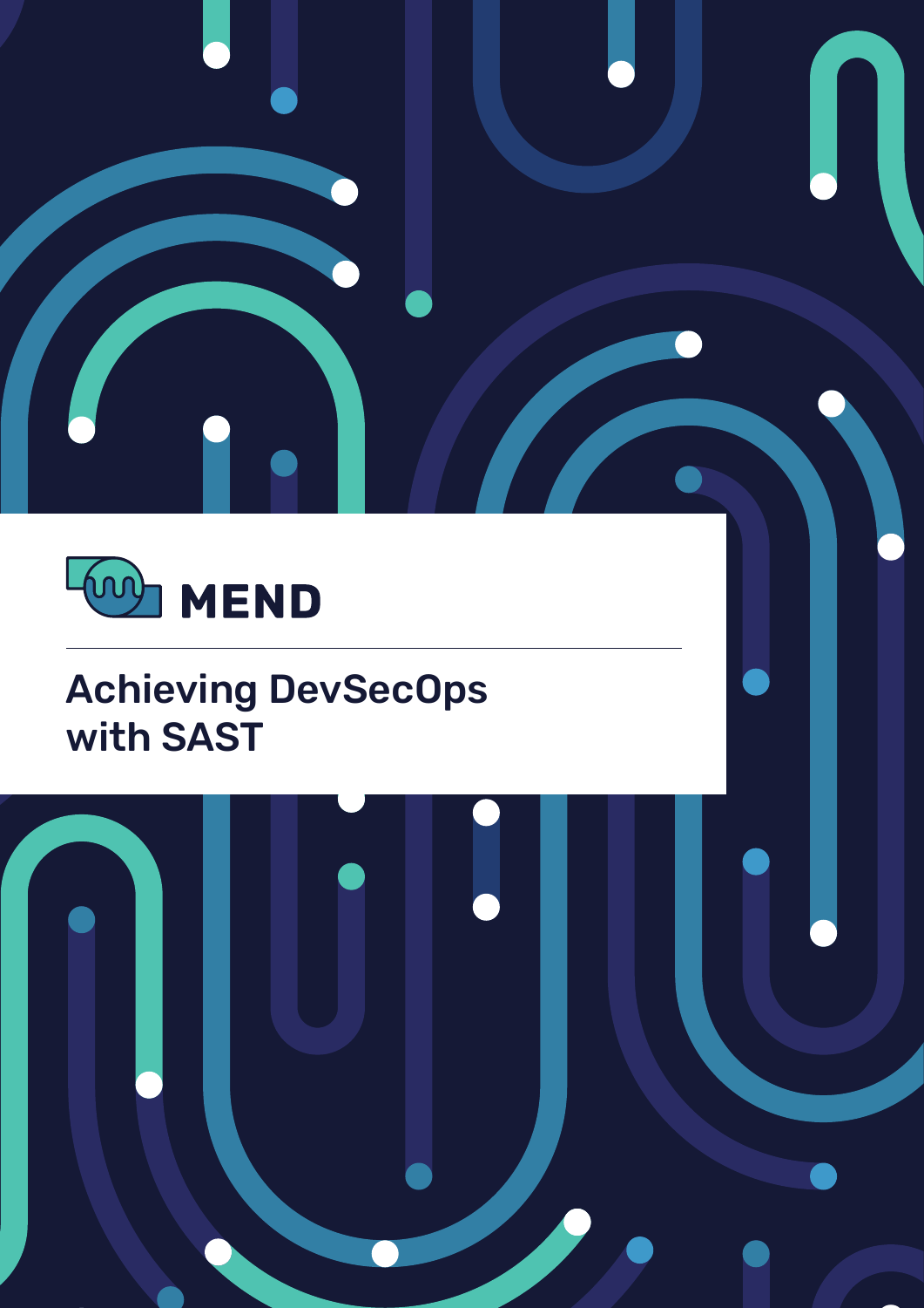MEND

# Achieving DevSecOps with SAST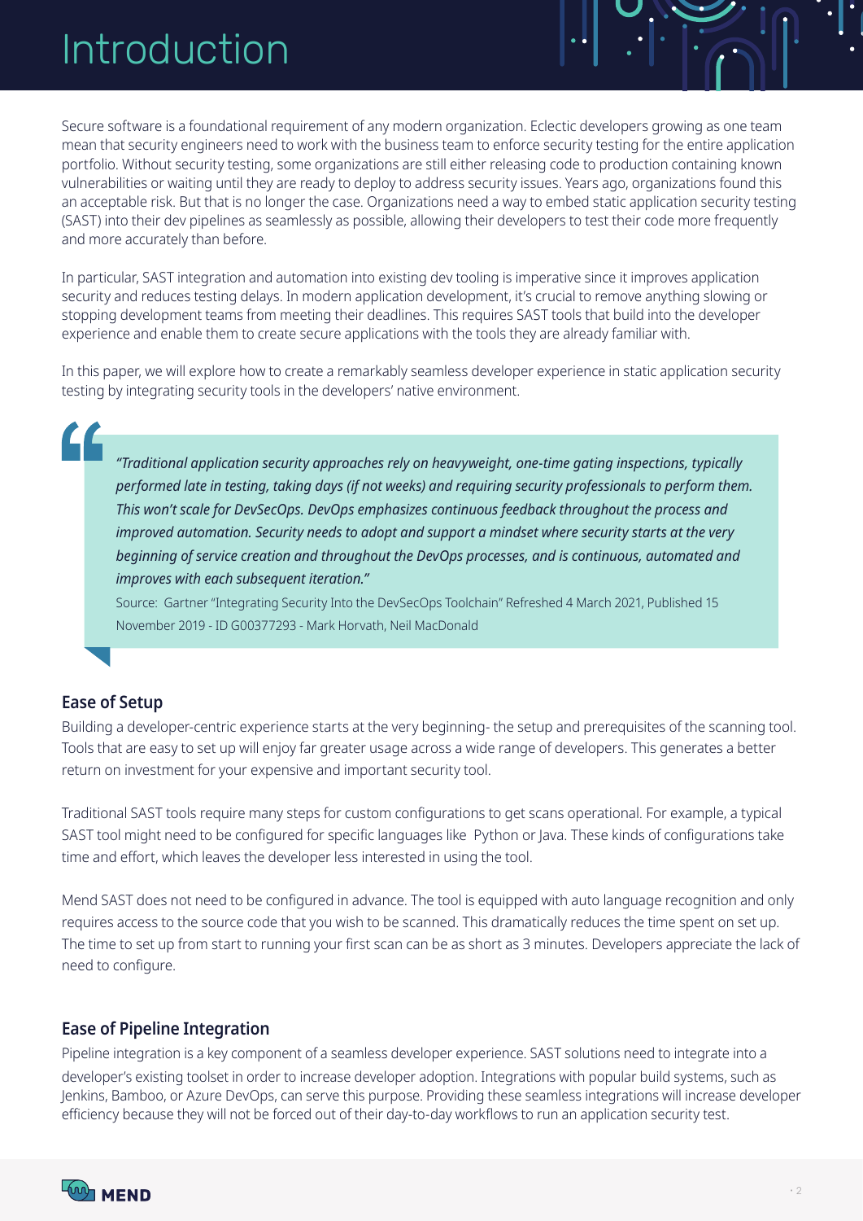# Introduction

Secure software is a foundational requirement of any modern organization. Eclectic developers growing as one team mean that security engineers need to work with the business team to enforce security testing for the entire application portfolio. Without security testing, some organizations are still either releasing code to production containing known vulnerabilities or waiting until they are ready to deploy to address security issues. Years ago, organizations found this an acceptable risk. But that is no longer the case. Organizations need a way to embed static application security testing (SAST) into their dev pipelines as seamlessly as possible, allowing their developers to test their code more frequently and more accurately than before.

In particular, SAST integration and automation into existing dev tooling is imperative since it improves application security and reduces testing delays. In modern application development, it's crucial to remove anything slowing or stopping development teams from meeting their deadlines. This requires SAST tools that build into the developer experience and enable them to create secure applications with the tools they are already familiar with.

In this paper, we will explore how to create a remarkably seamless developer experience in static application security testing by integrating security tools in the developers' native environment.

> *"Traditional application security approaches rely on heavyweight, one-time gating inspections, typically performed late in testing, taking days (if not weeks) and requiring security professionals to perform them. This won't scale for DevSecOps. DevOps emphasizes continuous feedback throughout the process and improved automation. Security needs to adopt and support a mindset where security starts at the very beginning of service creation and throughout the DevOps processes, and is continuous, automated and improves with each subsequent iteration."*
>
> Source: Gartner "Integrating Security Into the DevSecOps Toolchain" Refreshed 4 March 2021, Published 15 November 2019 - ID G00377293 - Mark Horvath, Neil MacDonald

### Ease of Setup

Building a developer-centric experience starts at the very beginning- the setup and prerequisites of the scanning tool. Tools that are easy to set up will enjoy far greater usage across a wide range of developers. This generates a better return on investment for your expensive and important security tool.

Traditional SAST tools require many steps for custom configurations to get scans operational. For example, a typical SAST tool might need to be configured for specific languages like Python or Java. These kinds of configurations take time and effort, which leaves the developer less interested in using the tool.

Mend SAST does not need to be configured in advance. The tool is equipped with auto language recognition and only requires access to the source code that you wish to be scanned. This dramatically reduces the time spent on set up. The time to set up from start to running your first scan can be as short as 3 minutes. Developers appreciate the lack of need to configure.

### Ease of Pipeline Integration

Pipeline integration is a key component of a seamless developer experience. SAST solutions need to integrate into a developer's existing toolset in order to increase developer adoption. Integrations with popular build systems, such as Jenkins, Bamboo, or Azure DevOps, can serve this purpose. Providing these seamless integrations will increase developer efficiency because they will not be forced out of their day-to-day workflows to run an application security test.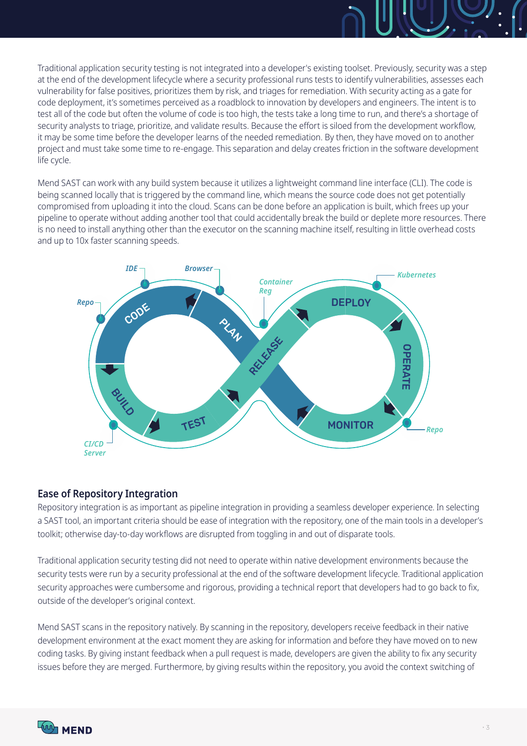Traditional application security testing is not integrated into a developer's existing toolset. Previously, security was a step at the end of the development lifecycle where a security professional runs tests to identify vulnerabilities, assesses each vulnerability for false positives, prioritizes them by risk, and triages for remediation. With security acting as a gate for code deployment, it's sometimes perceived as a roadblock to innovation by developers and engineers. The intent is to test all of the code but often the volume of code is too high, the tests take a long time to run, and there's a shortage of security analysts to triage, prioritize, and validate results. Because the effort is siloed from the development workflow, it may be some time before the developer learns of the needed remediation. By then, they have moved on to another project and must take some time to re-engage. This separation and delay creates friction in the software development life cycle.

Mend SAST can work with any build system because it utilizes a lightweight command line interface (CLI). The code is being scanned locally that is triggered by the command line, which means the source code does not get potentially compromised from uploading it into the cloud. Scans can be done before an application is built, which frees up your pipeline to operate without adding another tool that could accidentally break the build or deplete more resources. There is no need to install anything other than the executor on the scanning machine itself, resulting in little overhead costs and up to 10x faster scanning speeds.

## Ease of Repository Integration

Repository integration is as important as pipeline integration in providing a seamless developer experience. In selecting a SAST tool, an important criteria should be ease of integration with the repository, one of the main tools in a developer's toolkit; otherwise day-to-day workflows are disrupted from toggling in and out of disparate tools.

Traditional application security testing did not need to operate within native development environments because the security tests were run by a security professional at the end of the software development lifecycle. Traditional application security approaches were cumbersome and rigorous, providing a technical report that developers had to go back to fix, outside of the developer's original context.

Mend SAST scans in the repository natively. By scanning in the repository, developers receive feedback in their native development environment at the exact moment they are asking for information and before they have moved on to new coding tasks. By giving instant feedback when a pull request is made, developers are given the ability to fix any security issues before they are merged. Furthermore, by giving results within the repository, you avoid the context switching of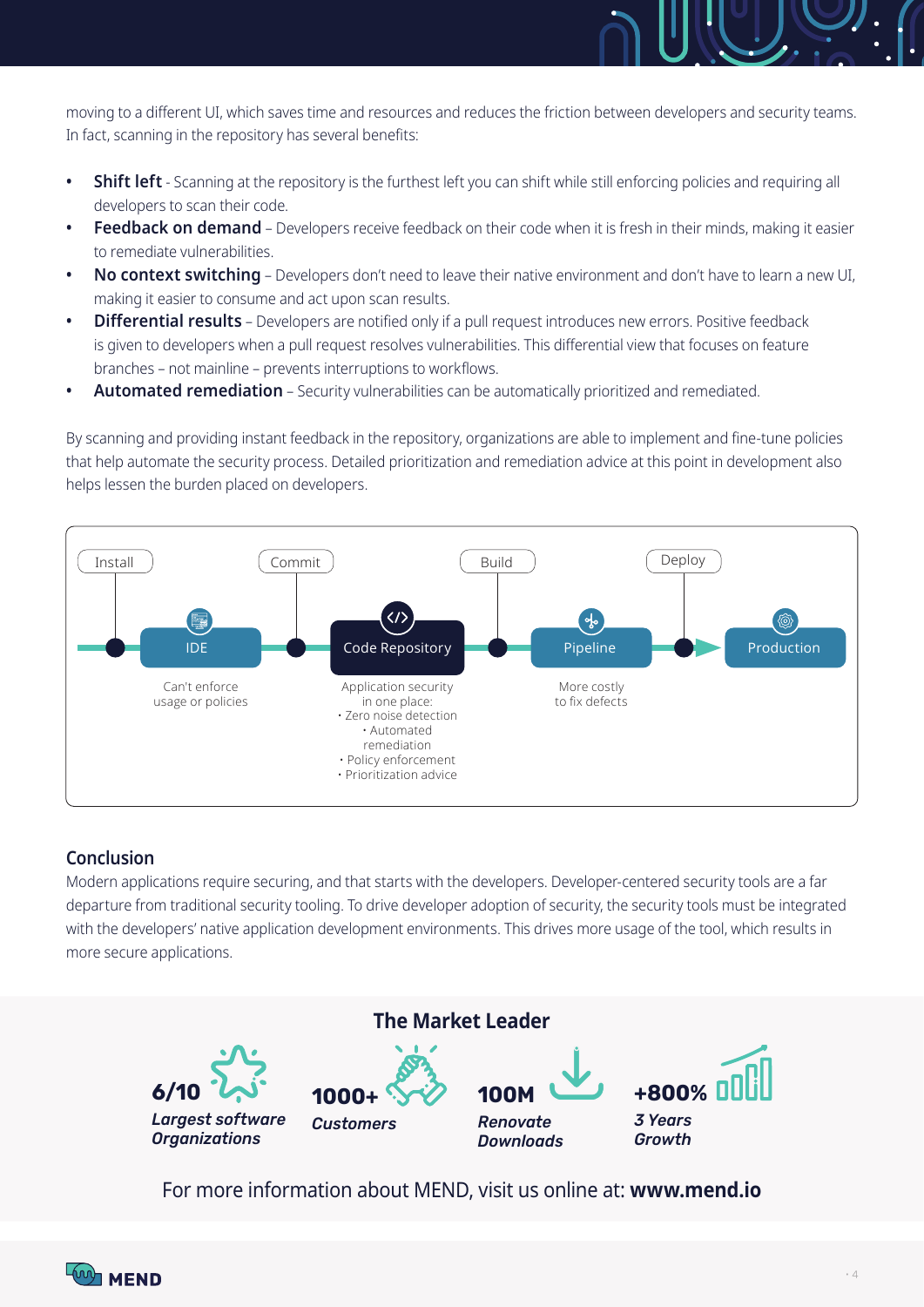moving to a different UI, which saves time and resources and reduces the friction between developers and security teams. In fact, scanning in the repository has several benefits:

- **Shift left** - Scanning at the repository is the furthest left you can shift while still enforcing policies and requiring all developers to scan their code.
- **Feedback on demand** – Developers receive feedback on their code when it is fresh in their minds, making it easier to remediate vulnerabilities.
- **No context switching** – Developers don't need to leave their native environment and don't have to learn a new UI, making it easier to consume and act upon scan results.
- **Differential results** – Developers are notified only if a pull request introduces new errors. Positive feedback is given to developers when a pull request resolves vulnerabilities. This differential view that focuses on feature branches – not mainline – prevents interruptions to workflows.
- **Automated remediation** – Security vulnerabilities can be automatically prioritized and remediated.

By scanning and providing instant feedback in the repository, organizations are able to implement and fine-tune policies that help automate the security process. Detailed prioritization and remediation advice at this point in development also helps lessen the burden placed on developers.

Install

Commit

Build

Deploy

IDE

Can't enforce usage or policies

Code Repository

Application security in one place:
- Zero noise detection
- Automated remediation
- Policy enforcement
- Prioritization advice

Pipeline

More costly to fix defects

Production

## Conclusion

Modern applications require securing, and that starts with the developers. Developer-centered security tools are a far departure from traditional security tooling. To drive developer adoption of security, the security tools must be integrated with the developers' native application development environments. This drives more usage of the tool, which results in more secure applications.

## The Market Leader

**6/10**
***Largest software Organizations***

**1000+**
***Customers***

**100M**
***Renovate Downloads***

**+800%**
***3 Years Growth***

For more information about MEND, visit us online at: **www.mend.io**

MEND